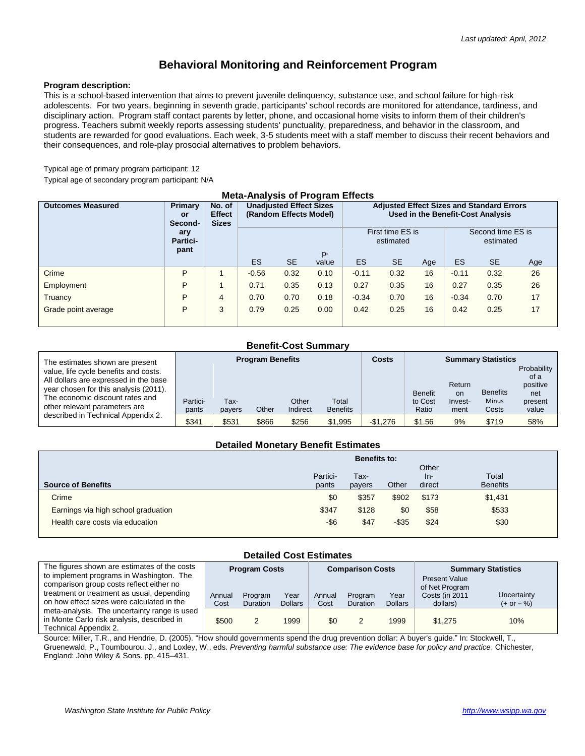*Last updated: April, 2012*

# Behavioral Monitoring and Reinforcement Program

**Program description:**
This is a school-based intervention that aims to prevent juvenile delinquency, substance use, and school failure for high-risk adolescents. For two years, beginning in seventh grade, participants' school records are monitored for attendance, tardiness, and disciplinary action. Program staff contact parents by letter, phone, and occasional home visits to inform them of their children's progress. Teachers submit weekly reports assessing students' punctuality, preparedness, and behavior in the classroom, and students are rewarded for good evaluations. Each week, 3-5 students meet with a staff member to discuss their recent behaviors and their consequences, and role-play prosocial alternatives to problem behaviors.

Typical age of primary program participant: 12

Typical age of secondary program participant: N/A

### Meta-Analysis of Program Effects

| Outcomes Measured | Primary or Secondary Participant | No. of Effect Sizes | Unadjusted Effect Sizes (Random Effects Model) | | | Adjusted Effect Sizes and Standard Errors Used in the Benefit-Cost Analysis | | | | | |
|---|---|---|---|---|---|---|---|---|---|---|---|
| | | | | | | First time ES is estimated | | | Second time ES is estimated | | |
| | | | ES | SE | p-value | ES | SE | Age | ES | SE | Age |
| Crime | P | 1 | -0.56 | 0.32 | 0.10 | -0.11 | 0.32 | 16 | -0.11 | 0.32 | 26 |
| Employment | P | 1 | 0.71 | 0.35 | 0.13 | 0.27 | 0.35 | 16 | 0.27 | 0.35 | 26 |
| Truancy | P | 4 | 0.70 | 0.70 | 0.18 | -0.34 | 0.70 | 16 | -0.34 | 0.70 | 17 |
| Grade point average | P | 3 | 0.79 | 0.25 | 0.00 | 0.42 | 0.25 | 16 | 0.42 | 0.25 | 17 |

### Benefit-Cost Summary

The estimates shown are present value, life cycle benefits and costs. All dollars are expressed in the base year chosen for this analysis (2011). The economic discount rates and other relevant parameters are described in Technical Appendix 2.

| Program Benefits | | | | | Costs | Summary Statistics | | | |
|---|---|---|---|---|---|---|---|---|---|
| Participants | Taxpayers | Other | Other Indirect | Total Benefits | | Benefit to Cost Ratio | Return on Investment | Benefits Minus Costs | Probability of a positive net present value |
| $341 | $531 | $866 | $256 | $1,995 | -$1,276 | $1.56 | 9% | $719 | 58% |

### Detailed Monetary Benefit Estimates

| Source of Benefits | Benefits to: Participants | Taxpayers | Other | Other Indirect | Total Benefits |
|---|---|---|---|---|---|
| Crime | $0 | $357 | $902 | $173 | $1,431 |
| Earnings via high school graduation | $347 | $128 | $0 | $58 | $533 |
| Health care costs via education | -$6 | $47 | -$35 | $24 | $30 |

### Detailed Cost Estimates

The figures shown are estimates of the costs to implement programs in Washington. The comparison group costs reflect either no treatment or treatment as usual, depending on how effect sizes were calculated in the meta-analysis. The uncertainty range is used in Monte Carlo risk analysis, described in Technical Appendix 2.

| Program Costs | | | Comparison Costs | | | Summary Statistics | |
|---|---|---|---|---|---|---|---|
| Annual Cost | Program Duration | Year Dollars | Annual Cost | Program Duration | Year Dollars | Present Value of Net Program Costs (in 2011 dollars) | Uncertainty (+ or – %) |
| $500 | 2 | 1999 | $0 | 2 | 1999 | $1,275 | 10% |

Source: Miller, T.R., and Hendrie, D. (2005). "How should governments spend the drug prevention dollar: A buyer's guide." In: Stockwell, T., Gruenewald, P., Toumbourou, J., and Loxley, W., eds. *Preventing harmful substance use: The evidence base for policy and practice*. Chichester, England: John Wiley & Sons. pp. 415–431.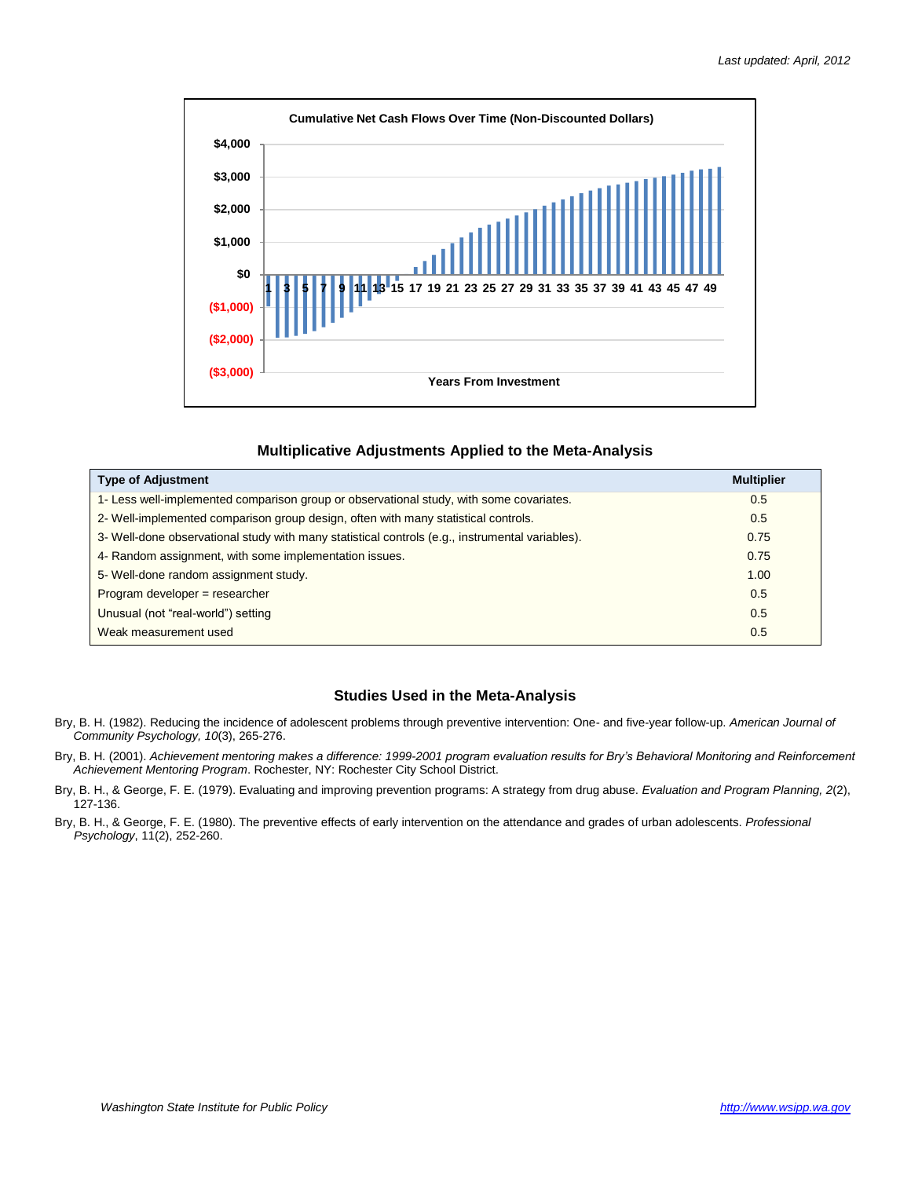Cumulative Net Cash Flows Over Time (Non-Discounted Dollars)

$4,000
$3,000
$2,000
$1,000
$0
($1,000)
($2,000)
($3,000)

1 3 5 7 9 11 13 15 17 19 21 23 25 27 29 31 33 35 37 39 41 43 45 47 49

Years From Investment

## Multiplicative Adjustments Applied to the Meta-Analysis

| Type of Adjustment | Multiplier |
|---|---|
| 1- Less well-implemented comparison group or observational study, with some covariates. | 0.5 |
| 2- Well-implemented comparison group design, often with many statistical controls. | 0.5 |
| 3- Well-done observational study with many statistical controls (e.g., instrumental variables). | 0.75 |
| 4- Random assignment, with some implementation issues. | 0.75 |
| 5- Well-done random assignment study. | 1.00 |
| Program developer = researcher | 0.5 |
| Unusual (not "real-world") setting | 0.5 |
| Weak measurement used | 0.5 |

## Studies Used in the Meta-Analysis

Bry, B. H. (1982). Reducing the incidence of adolescent problems through preventive intervention: One- and five-year follow-up. *American Journal of Community Psychology, 10*(3), 265-276.

Bry, B. H. (2001). *Achievement mentoring makes a difference: 1999-2001 program evaluation results for Bry's Behavioral Monitoring and Reinforcement Achievement Mentoring Program*. Rochester, NY: Rochester City School District.

Bry, B. H., & George, F. E. (1979). Evaluating and improving prevention programs: A strategy from drug abuse. *Evaluation and Program Planning, 2*(2), 127-136.

Bry, B. H., & George, F. E. (1980). The preventive effects of early intervention on the attendance and grades of urban adolescents. *Professional Psychology*, 11(2), 252-260.